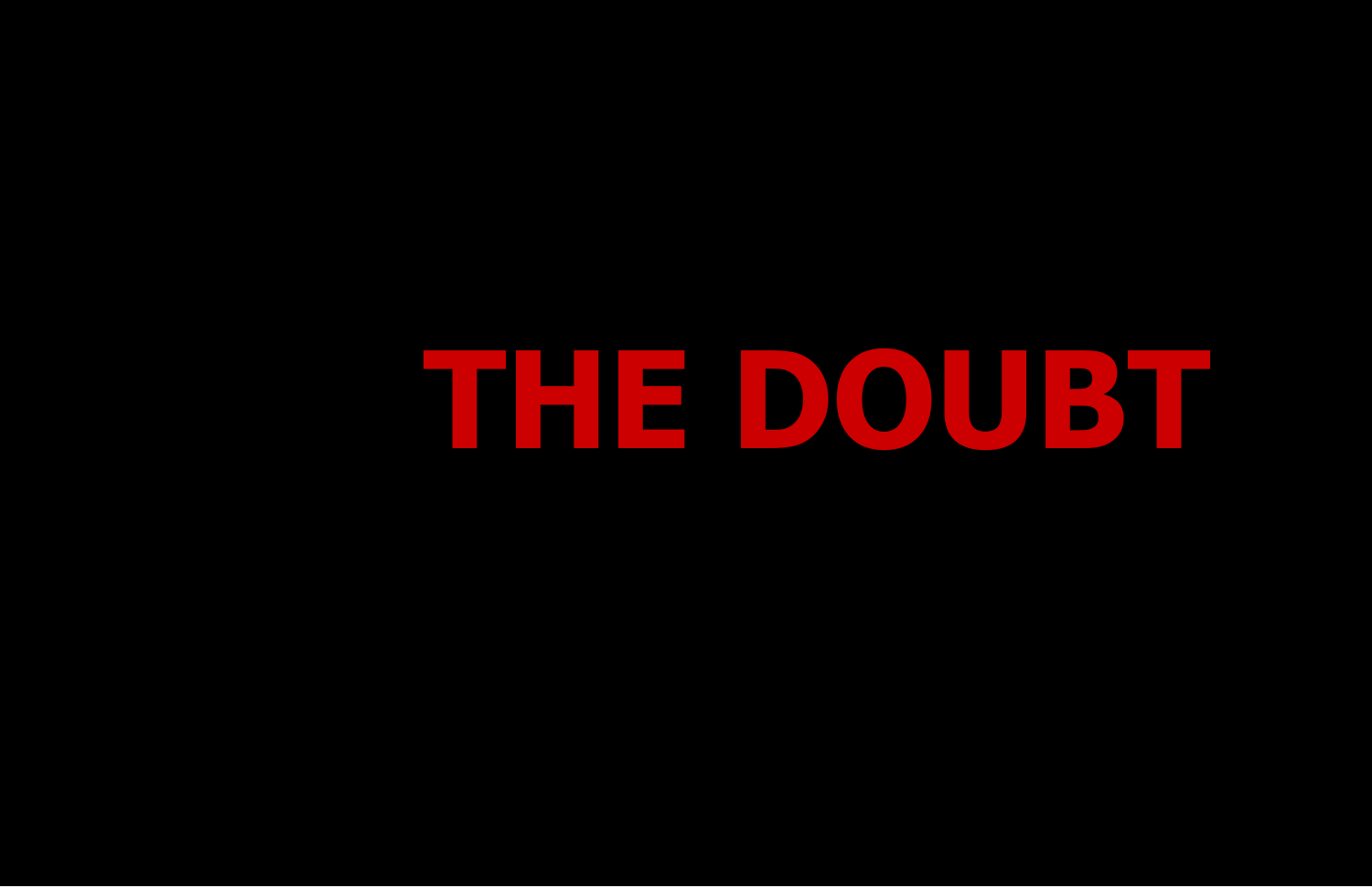# THE DOUBT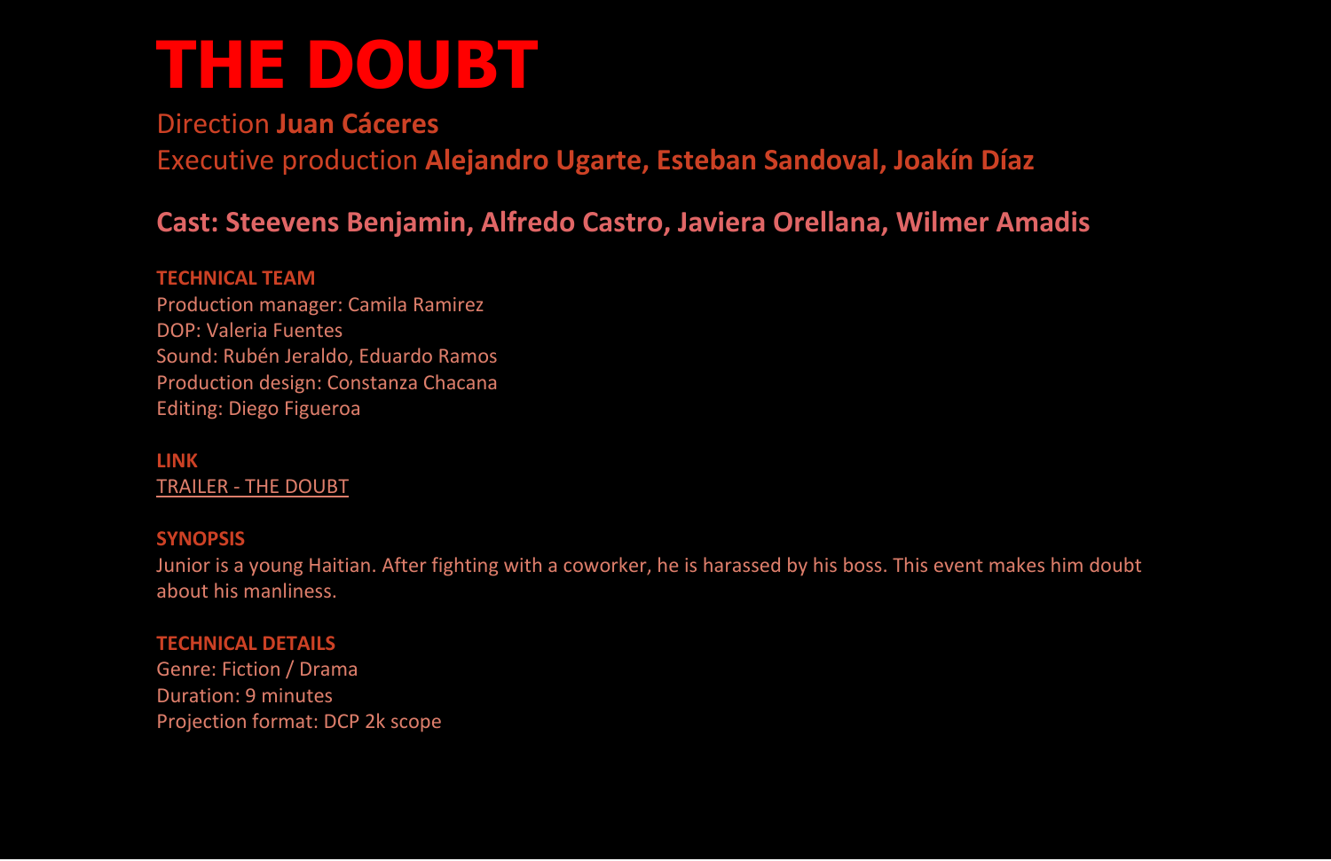# THE DOUBT

Direction **Juan Cáceres**

Executive production **Alejandro Ugarte, Esteban Sandoval, Joakín Díaz**

**Cast: Steevens Benjamin, Alfredo Castro, Javiera Orellana, Wilmer Amadis**

**TECHNICAL TEAM**

Production manager: Camila Ramirez
DOP: Valeria Fuentes
Sound: Rubén Jeraldo, Eduardo Ramos
Production design: Constanza Chacana
Editing: Diego Figueroa

**LINK**

TRAILER - THE DOUBT

**SYNOPSIS**

Junior is a young Haitian. After fighting with a coworker, he is harassed by his boss. This event makes him doubt about his manliness.

**TECHNICAL DETAILS**

Genre: Fiction / Drama
Duration: 9 minutes
Projection format: DCP 2k scope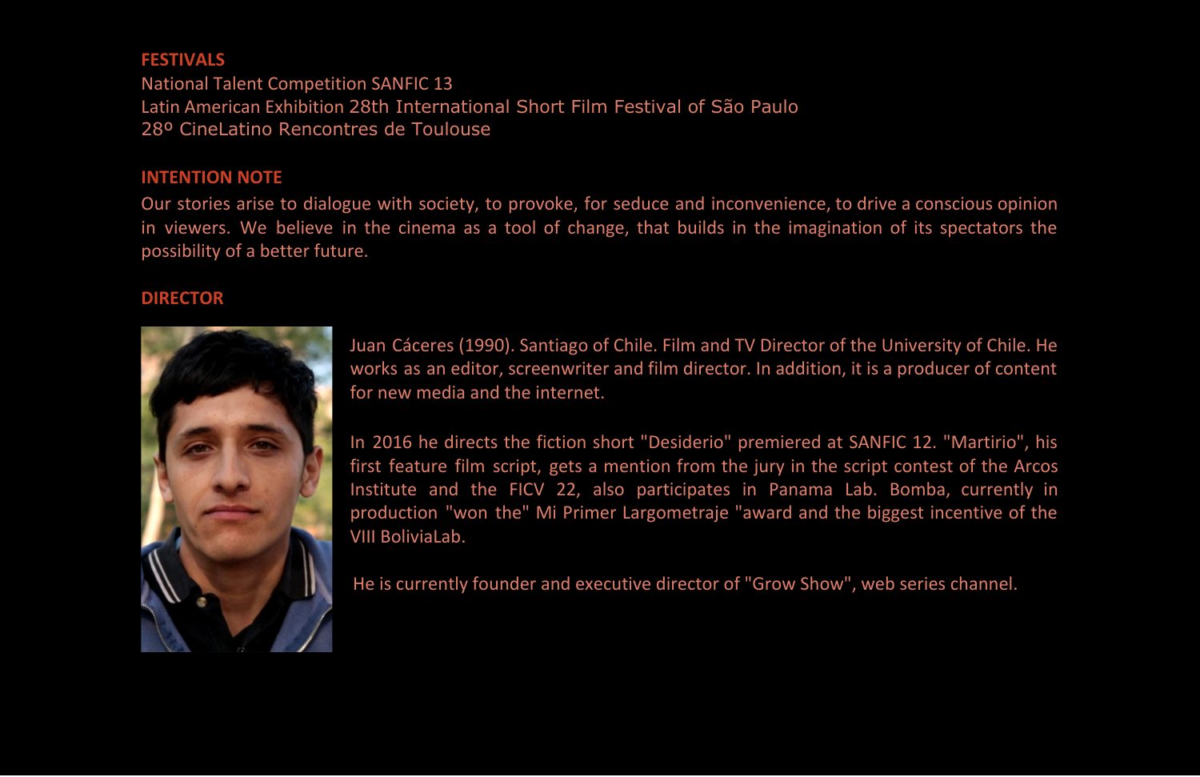## FESTIVALS

National Talent Competition SANFIC 13
Latin American Exhibition 28th International Short Film Festival of São Paulo
28º CineLatino Rencontres de Toulouse

## INTENTION NOTE

Our stories arise to dialogue with society, to provoke, for seduce and inconvenience, to drive a conscious opinion in viewers. We believe in the cinema as a tool of change, that builds in the imagination of its spectators the possibility of a better future.

## DIRECTOR

Juan Cáceres (1990). Santiago of Chile. Film and TV Director of the University of Chile. He works as an editor, screenwriter and film director. In addition, it is a producer of content for new media and the internet.

In 2016 he directs the fiction short "Desiderio" premiered at SANFIC 12. "Martirio", his first feature film script, gets a mention from the jury in the script contest of the Arcos Institute and the FICV 22, also participates in Panama Lab. Bomba, currently in production "won the" Mi Primer Largometraje "award and the biggest incentive of the VIII BoliviaLab.

He is currently founder and executive director of "Grow Show", web series channel.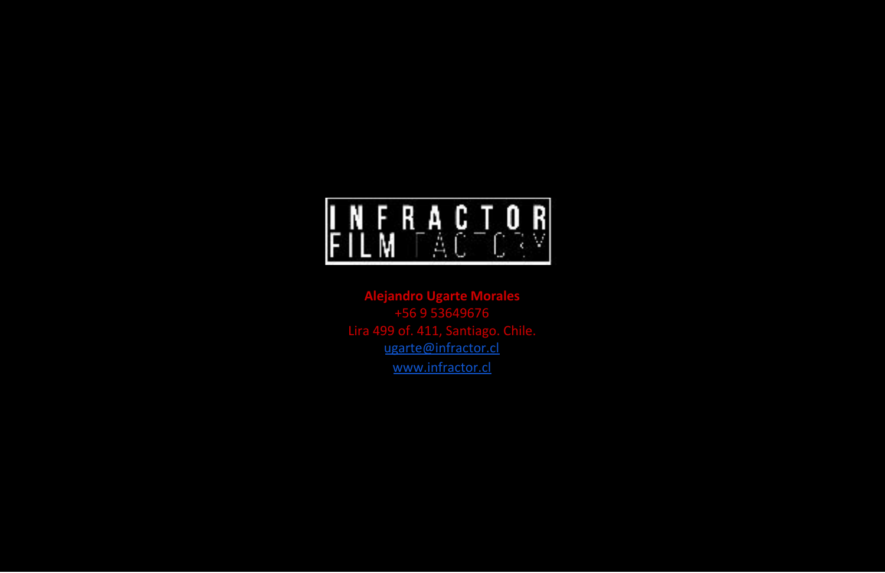INFRACTOR
FILM FACTORY

**Alejandro Ugarte Morales**
+56 9 53649676
Lira 499 of. 411, Santiago. Chile.
ugarte@infractor.cl
www.infractor.cl